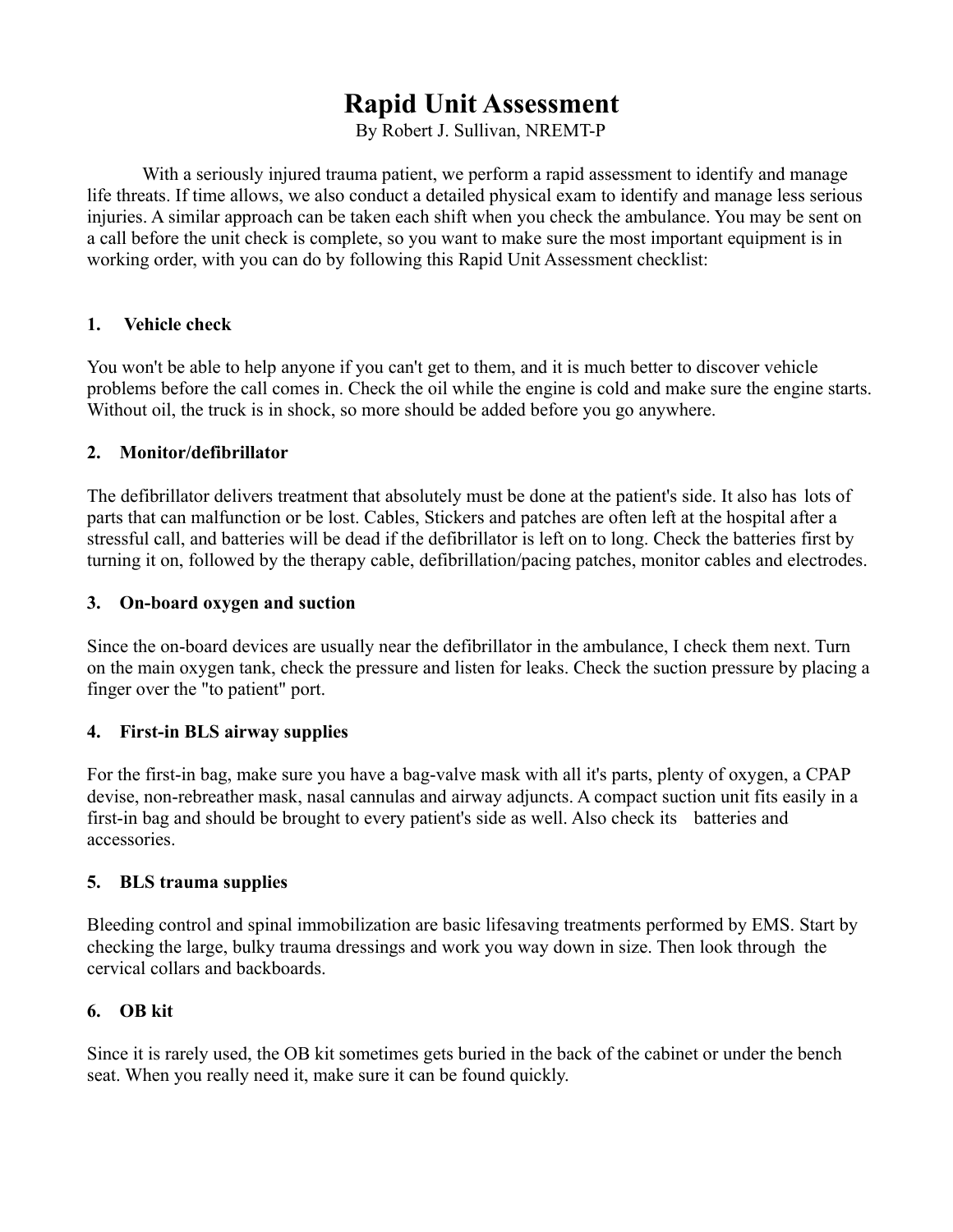# Rapid Unit Assessment

By Robert J. Sullivan, NREMT-P

With a seriously injured trauma patient, we perform a rapid assessment to identify and manage life threats. If time allows, we also conduct a detailed physical exam to identify and manage less serious injuries. A similar approach can be taken each shift when you check the ambulance. You may be sent on a call before the unit check is complete, so you want to make sure the most important equipment is in working order, with you can do by following this Rapid Unit Assessment checklist:

## 1. Vehicle check

You won't be able to help anyone if you can't get to them, and it is much better to discover vehicle problems before the call comes in. Check the oil while the engine is cold and make sure the engine starts. Without oil, the truck is in shock, so more should be added before you go anywhere.

## 2. Monitor/defibrillator

The defibrillator delivers treatment that absolutely must be done at the patient's side. It also has lots of parts that can malfunction or be lost. Cables, Stickers and patches are often left at the hospital after a stressful call, and batteries will be dead if the defibrillator is left on to long. Check the batteries first by turning it on, followed by the therapy cable, defibrillation/pacing patches, monitor cables and electrodes.

## 3. On-board oxygen and suction

Since the on-board devices are usually near the defibrillator in the ambulance, I check them next. Turn on the main oxygen tank, check the pressure and listen for leaks. Check the suction pressure by placing a finger over the "to patient" port.

## 4. First-in BLS airway supplies

For the first-in bag, make sure you have a bag-valve mask with all it's parts, plenty of oxygen, a CPAP devise, non-rebreather mask, nasal cannulas and airway adjuncts. A compact suction unit fits easily in a first-in bag and should be brought to every patient's side as well. Also check its batteries and accessories.

## 5. BLS trauma supplies

Bleeding control and spinal immobilization are basic lifesaving treatments performed by EMS. Start by checking the large, bulky trauma dressings and work you way down in size. Then look through the cervical collars and backboards.

## 6. OB kit

Since it is rarely used, the OB kit sometimes gets buried in the back of the cabinet or under the bench seat. When you really need it, make sure it can be found quickly.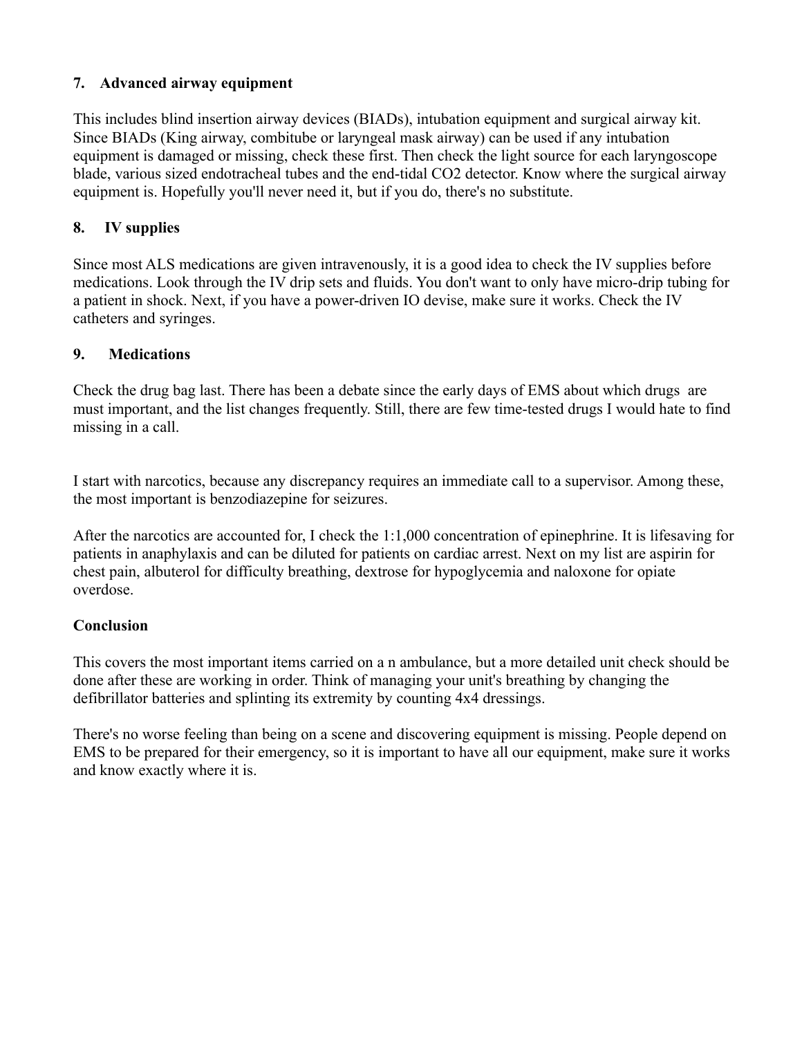### 7. Advanced airway equipment

This includes blind insertion airway devices (BIADs), intubation equipment and surgical airway kit. Since BIADs (King airway, combitube or laryngeal mask airway) can be used if any intubation equipment is damaged or missing, check these first. Then check the light source for each laryngoscope blade, various sized endotracheal tubes and the end-tidal $CO_2$ detector. Know where the surgical airway equipment is. Hopefully you'll never need it, but if you do, there's no substitute.

### 8. IV supplies

Since most ALS medications are given intravenously, it is a good idea to check the IV supplies before medications. Look through the IV drip sets and fluids. You don't want to only have micro-drip tubing for a patient in shock. Next, if you have a power-driven IO devise, make sure it works. Check the IV catheters and syringes.

### 9. Medications

Check the drug bag last. There has been a debate since the early days of EMS about which drugs are must important, and the list changes frequently. Still, there are few time-tested drugs I would hate to find missing in a call.

I start with narcotics, because any discrepancy requires an immediate call to a supervisor. Among these, the most important is benzodiazepine for seizures.

After the narcotics are accounted for, I check the 1:1,000 concentration of epinephrine. It is lifesaving for patients in anaphylaxis and can be diluted for patients on cardiac arrest. Next on my list are aspirin for chest pain, albuterol for difficulty breathing, dextrose for hypoglycemia and naloxone for opiate overdose.

### Conclusion

This covers the most important items carried on a n ambulance, but a more detailed unit check should be done after these are working in order. Think of managing your unit's breathing by changing the defibrillator batteries and splinting its extremity by counting 4x4 dressings.

There's no worse feeling than being on a scene and discovering equipment is missing. People depend on EMS to be prepared for their emergency, so it is important to have all our equipment, make sure it works and know exactly where it is.